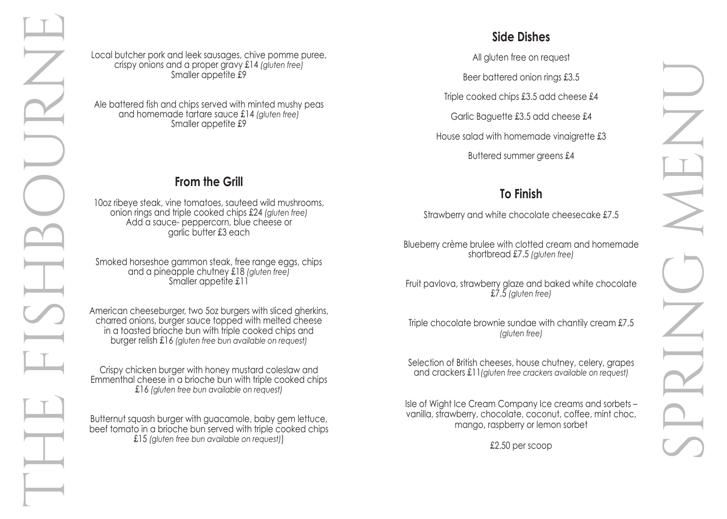# THE FISHBOURNE

Local butcher pork and leek sausages, chive pomme puree, crispy onions and a proper gravy £14 *(gluten free)*
Smaller appetite £9

Ale battered fish and chips served with minted mushy peas and homemade tartare sauce £14 *(gluten free)*
Smaller appetite £9

## From the Grill

10oz ribeye steak, vine tomatoes, sauteed wild mushrooms, onion rings and triple cooked chips £24 *(gluten free)*
Add a sauce- peppercorn, blue cheese or garlic butter £3 each

Smoked horseshoe gammon steak, free range eggs, chips and a pineapple chutney £18 *(gluten free)*
Smaller appetite £11

American cheeseburger, two 5oz burgers with sliced gherkins, charred onions, burger sauce topped with melted cheese in a toasted brioche bun with triple cooked chips and burger relish £16 *(gluten free bun available on request)*

Crispy chicken burger with honey mustard coleslaw and Emmenthal cheese in a brioche bun with triple cooked chips £16 *(gluten free bun available on request)*

Butternut squash burger with guacamole, baby gem lettuce, beef tomato in a brioche bun served with triple cooked chips £15 *(gluten free bun available on request)*)

## Side Dishes

All gluten free on request

Beer battered onion rings £3.5

Triple cooked chips £3.5 add cheese £4

Garlic Baguette £3.5 add cheese £4

House salad with homemade vinaigrette £3

Buttered summer greens £4

## To Finish

Strawberry and white chocolate cheesecake £7.5

Blueberry crème brulee with clotted cream and homemade shortbread £7.5 *(gluten free)*

Fruit pavlova, strawberry glaze and baked white chocolate £7.5 *(gluten free)*

Triple chocolate brownie sundae with chantilly cream £7.5 *(gluten free)*

Selection of British cheeses, house chutney, celery, grapes and crackers £11*(gluten free crackers available on request)*

Isle of Wight Ice Cream Company Ice creams and sorbets – vanilla, strawberry, chocolate, coconut, coffee, mint choc, mango, raspberry or lemon sorbet

£2.50 per scoop

# SPRING MENU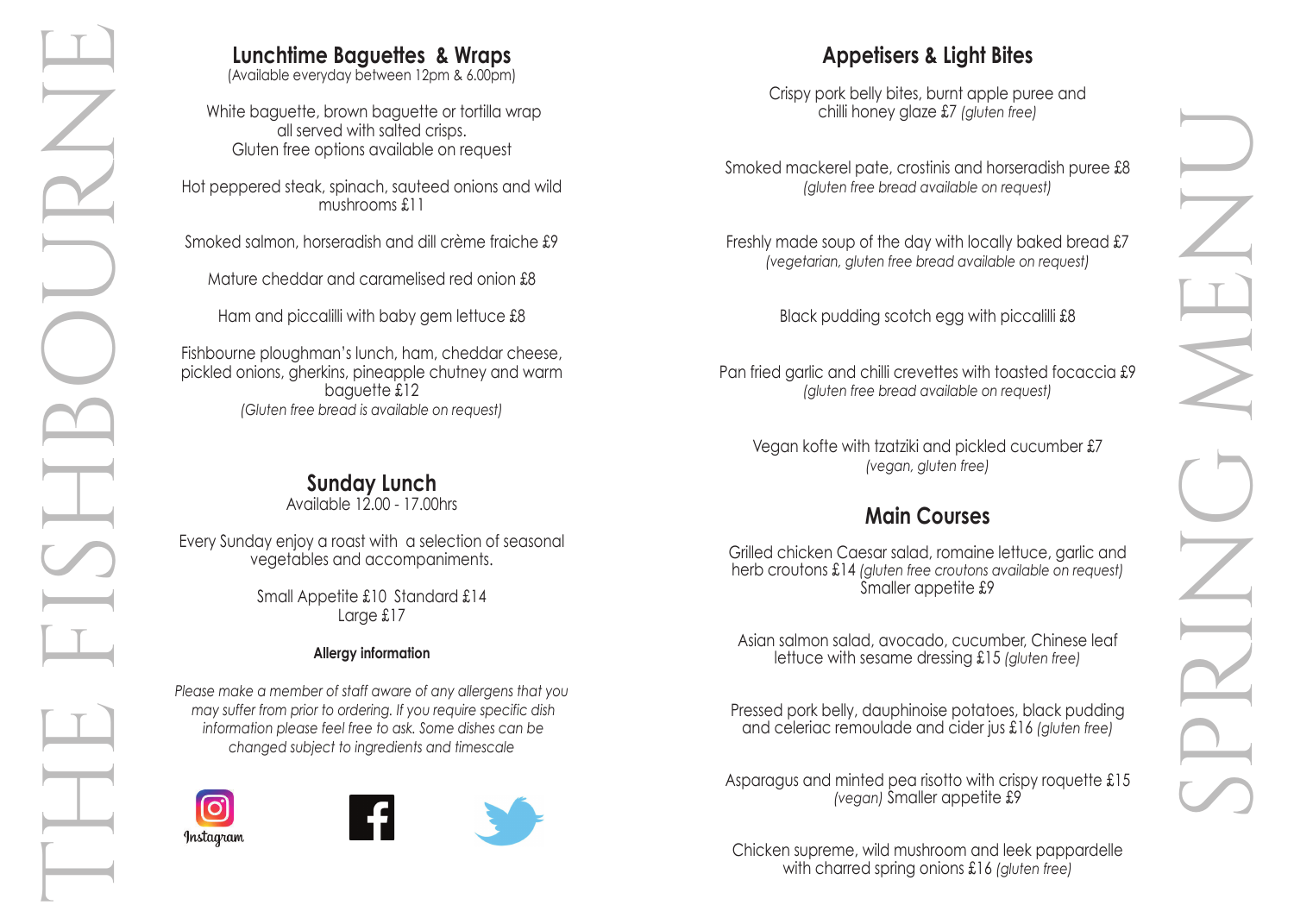THE FISHBOURNE

## Lunchtime Baguettes & Wraps

(Available everyday between 12pm & 6.00pm)

White baguette, brown baguette or tortilla wrap all served with salted crisps.
Gluten free options available on request

Hot peppered steak, spinach, sauteed onions and wild mushrooms £11

Smoked salmon, horseradish and dill crème fraiche £9

Mature cheddar and caramelised red onion £8

Ham and piccalilli with baby gem lettuce £8

Fishbourne ploughman's lunch, ham, cheddar cheese, pickled onions, gherkins, pineapple chutney and warm baguette £12
*(Gluten free bread is available on request)*

## Sunday Lunch

Available 12.00 - 17.00hrs

Every Sunday enjoy a roast with a selection of seasonal vegetables and accompaniments.

Small Appetite £10 Standard £14
Large £17

**Allergy information**

*Please make a member of staff aware of any allergens that you may suffer from prior to ordering. If you require specific dish information please feel free to ask. Some dishes can be changed subject to ingredients and timescale*

Instagram

## Appetisers & Light Bites

Crispy pork belly bites, burnt apple puree and chilli honey glaze £7 *(gluten free)*

Smoked mackerel pate, crostinis and horseradish puree £8
*(gluten free bread available on request)*

Freshly made soup of the day with locally baked bread £7
*(vegetarian, gluten free bread available on request)*

Black pudding scotch egg with piccalilli £8

Pan fried garlic and chilli crevettes with toasted focaccia £9
*(gluten free bread available on request)*

Vegan kofte with tzatziki and pickled cucumber £7
*(vegan, gluten free)*

## Main Courses

Grilled chicken Caesar salad, romaine lettuce, garlic and herb croutons £14 *(gluten free croutons available on request)*
Smaller appetite £9

Asian salmon salad, avocado, cucumber, Chinese leaf lettuce with sesame dressing £15 *(gluten free)*

Pressed pork belly, dauphinoise potatoes, black pudding and celeriac remoulade and cider jus £16 *(gluten free)*

Asparagus and minted pea risotto with crispy roquette £15
*(vegan)* Smaller appetite £9

Chicken supreme, wild mushroom and leek pappardelle with charred spring onions £16 *(gluten free)*

SPRING MENU